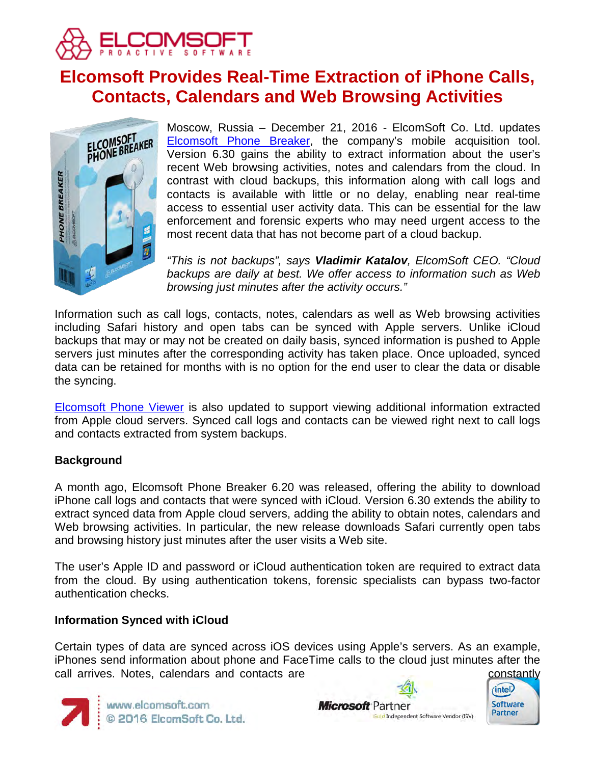# Elcomsoft Provides Real-Time Extraction of iPhone Calls, Contacts, Calendars and Web Browsing Activities

Moscow, Russia – December 21, 2016 - ElcomSoft Co. Ltd. updates Elcomsoft Phone Breaker, the company's mobile acquisition tool. Version 6.30 gains the ability to extract information about the user's recent Web browsing activities, notes and calendars from the cloud. In contrast with cloud backups, this information along with call logs and contacts is available with little or no delay, enabling near real-time access to essential user activity data. This can be essential for the law enforcement and forensic experts who may need urgent access to the most recent data that has not become part of a cloud backup.

*"This is not backups", says **Vladimir Katalov**, ElcomSoft CEO. "Cloud backups are daily at best. We offer access to information such as Web browsing just minutes after the activity occurs."*

Information such as call logs, contacts, notes, calendars as well as Web browsing activities including Safari history and open tabs can be synced with Apple servers. Unlike iCloud backups that may or may not be created on daily basis, synced information is pushed to Apple servers just minutes after the corresponding activity has taken place. Once uploaded, synced data can be retained for months with is no option for the end user to clear the data or disable the syncing.

Elcomsoft Phone Viewer is also updated to support viewing additional information extracted from Apple cloud servers. Synced call logs and contacts can be viewed right next to call logs and contacts extracted from system backups.

## Background

A month ago, Elcomsoft Phone Breaker 6.20 was released, offering the ability to download iPhone call logs and contacts that were synced with iCloud. Version 6.30 extends the ability to extract synced data from Apple cloud servers, adding the ability to obtain notes, calendars and Web browsing activities. In particular, the new release downloads Safari currently open tabs and browsing history just minutes after the user visits a Web site.

The user's Apple ID and password or iCloud authentication token are required to extract data from the cloud. By using authentication tokens, forensic specialists can bypass two-factor authentication checks.

## Information Synced with iCloud

Certain types of data are synced across iOS devices using Apple's servers. As an example, iPhones send information about phone and FaceTime calls to the cloud just minutes after the call arrives. Notes, calendars and contacts are constantly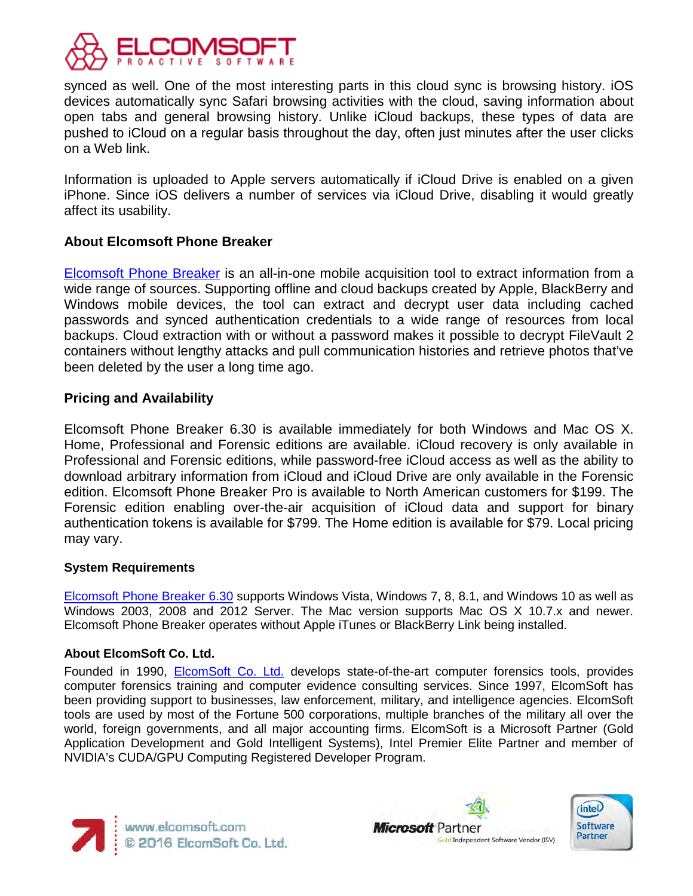synced as well. One of the most interesting parts in this cloud sync is browsing history. iOS devices automatically sync Safari browsing activities with the cloud, saving information about open tabs and general browsing history. Unlike iCloud backups, these types of data are pushed to iCloud on a regular basis throughout the day, often just minutes after the user clicks on a Web link.

Information is uploaded to Apple servers automatically if iCloud Drive is enabled on a given iPhone. Since iOS delivers a number of services via iCloud Drive, disabling it would greatly affect its usability.

## About Elcomsoft Phone Breaker

Elcomsoft Phone Breaker is an all-in-one mobile acquisition tool to extract information from a wide range of sources. Supporting offline and cloud backups created by Apple, BlackBerry and Windows mobile devices, the tool can extract and decrypt user data including cached passwords and synced authentication credentials to a wide range of resources from local backups. Cloud extraction with or without a password makes it possible to decrypt FileVault 2 containers without lengthy attacks and pull communication histories and retrieve photos that've been deleted by the user a long time ago.

## Pricing and Availability

Elcomsoft Phone Breaker 6.30 is available immediately for both Windows and Mac OS X. Home, Professional and Forensic editions are available. iCloud recovery is only available in Professional and Forensic editions, while password-free iCloud access as well as the ability to download arbitrary information from iCloud and iCloud Drive are only available in the Forensic edition. Elcomsoft Phone Breaker Pro is available to North American customers for $199. The Forensic edition enabling over-the-air acquisition of iCloud data and support for binary authentication tokens is available for $799. The Home edition is available for $79. Local pricing may vary.

### System Requirements

Elcomsoft Phone Breaker 6.30 supports Windows Vista, Windows 7, 8, 8.1, and Windows 10 as well as Windows 2003, 2008 and 2012 Server. The Mac version supports Mac OS X 10.7.x and newer. Elcomsoft Phone Breaker operates without Apple iTunes or BlackBerry Link being installed.

### About ElcomSoft Co. Ltd.

Founded in 1990, ElcomSoft Co. Ltd. develops state-of-the-art computer forensics tools, provides computer forensics training and computer evidence consulting services. Since 1997, ElcomSoft has been providing support to businesses, law enforcement, military, and intelligence agencies. ElcomSoft tools are used by most of the Fortune 500 corporations, multiple branches of the military all over the world, foreign governments, and all major accounting firms. ElcomSoft is a Microsoft Partner (Gold Application Development and Gold Intelligent Systems), Intel Premier Elite Partner and member of NVIDIA's CUDA/GPU Computing Registered Developer Program.